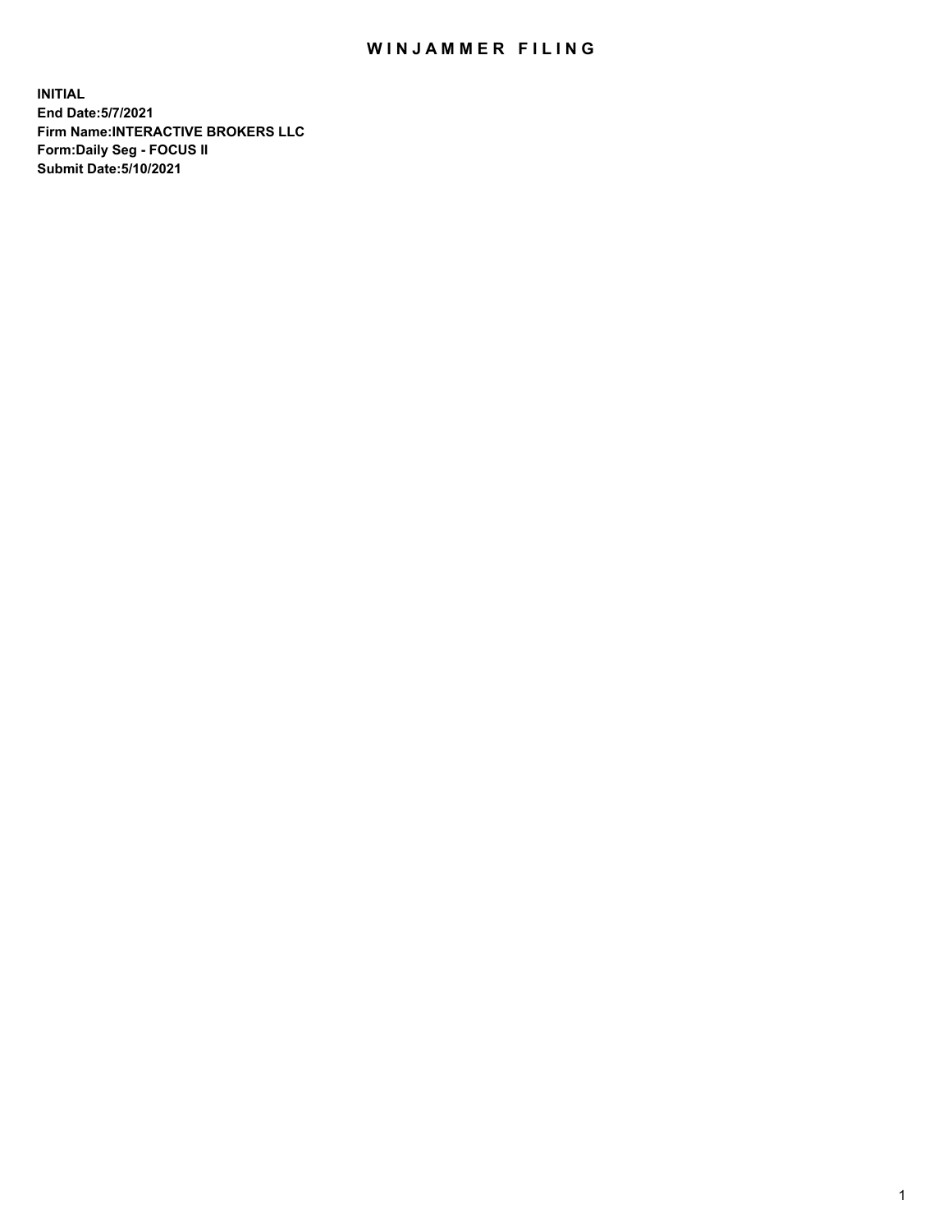# WINJAMMER FILING

**INITIAL**
**End Date:5/7/2021**
**Firm Name:INTERACTIVE BROKERS LLC**
**Form:Daily Seg - FOCUS II**
**Submit Date:5/10/2021**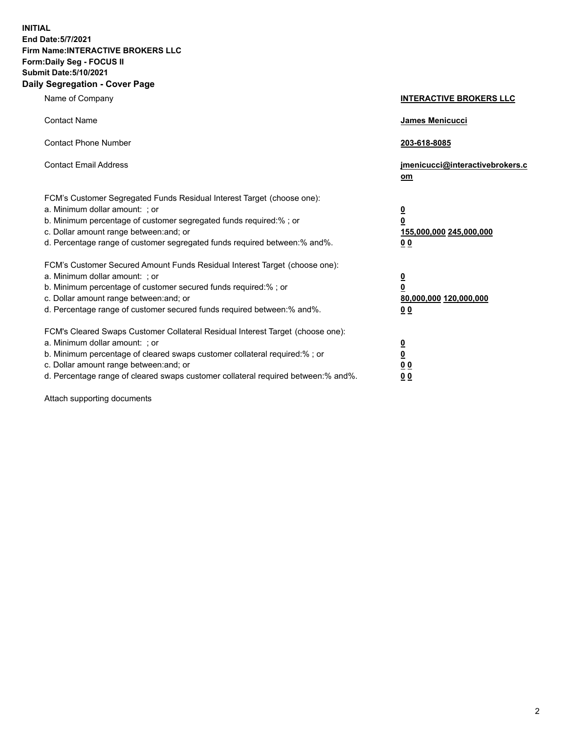**INITIAL**
**End Date:5/7/2021**
**Firm Name:INTERACTIVE BROKERS LLC**
**Form:Daily Seg - FOCUS II**
**Submit Date:5/10/2021**
**Daily Segregation - Cover Page**

| | |
|---|---|
| Name of Company | **INTERACTIVE BROKERS LLC** |
| Contact Name | **James Menicucci** |
| Contact Phone Number | **203-618-8085** |
| Contact Email Address | **jmenicucci@interactivebrokers.com** |
| FCM's Customer Segregated Funds Residual Interest Target (choose one): | |
| a. Minimum dollar amount: ; or | **0** |
| b. Minimum percentage of customer segregated funds required:% ; or | **0** |
| c. Dollar amount range between:and; or | **155,000,000 245,000,000** |
| d. Percentage range of customer segregated funds required between:% and%. | **0 0** |
| FCM's Customer Secured Amount Funds Residual Interest Target (choose one): | |
| a. Minimum dollar amount: ; or | **0** |
| b. Minimum percentage of customer secured funds required:% ; or | **0** |
| c. Dollar amount range between:and; or | **80,000,000 120,000,000** |
| d. Percentage range of customer secured funds required between:% and%. | **0 0** |
| FCM's Cleared Swaps Customer Collateral Residual Interest Target (choose one): | |
| a. Minimum dollar amount: ; or | **0** |
| b. Minimum percentage of cleared swaps customer collateral required:% ; or | **0** |
| c. Dollar amount range between:and; or | **0 0** |
| d. Percentage range of cleared swaps customer collateral required between:% and%. | **0 0** |

Attach supporting documents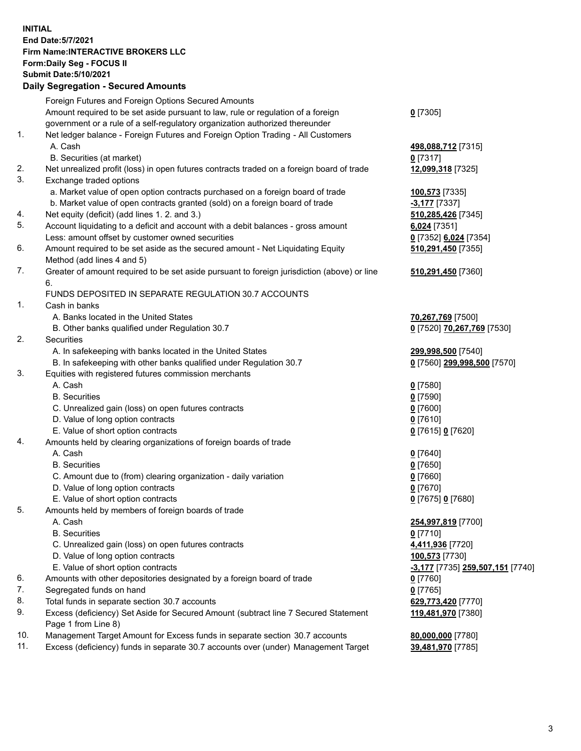**INITIAL**
**End Date:5/7/2021**
**Firm Name:INTERACTIVE BROKERS LLC**
**Form:Daily Seg - FOCUS II**
**Submit Date:5/10/2021**

## Daily Segregation - Secured Amounts

| | | |
|---|---|---|
| | Foreign Futures and Foreign Options Secured Amounts | |
| | Amount required to be set aside pursuant to law, rule or regulation of a foreign government or a rule of a self-regulatory organization authorized thereunder | **0** [7305] |
| 1. | Net ledger balance - Foreign Futures and Foreign Option Trading - All Customers | |
| | A. Cash | **498,088,712** [7315] |
| | B. Securities (at market) | **0** [7317] |
| 2. | Net unrealized profit (loss) in open futures contracts traded on a foreign board of trade | **12,099,318** [7325] |
| 3. | Exchange traded options | |
| | a. Market value of open option contracts purchased on a foreign board of trade | **100,573** [7335] |
| | b. Market value of open contracts granted (sold) on a foreign board of trade | **-3,177** [7337] |
| 4. | Net equity (deficit) (add lines 1. 2. and 3.) | **510,285,426** [7345] |
| 5. | Account liquidating to a deficit and account with a debit balances - gross amount | **6,024** [7351] |
| | Less: amount offset by customer owned securities | **0** [7352] **6,024** [7354] |
| 6. | Amount required to be set aside as the secured amount - Net Liquidating Equity Method (add lines 4 and 5) | **510,291,450** [7355] |
| 7. | Greater of amount required to be set aside pursuant to foreign jurisdiction (above) or line 6. | **510,291,450** [7360] |
| | FUNDS DEPOSITED IN SEPARATE REGULATION 30.7 ACCOUNTS | |
| 1. | Cash in banks | |
| | A. Banks located in the United States | **70,267,769** [7500] |
| | B. Other banks qualified under Regulation 30.7 | **0** [7520] **70,267,769** [7530] |
| 2. | Securities | |
| | A. In safekeeping with banks located in the United States | **299,998,500** [7540] |
| | B. In safekeeping with other banks qualified under Regulation 30.7 | **0** [7560] **299,998,500** [7570] |
| 3. | Equities with registered futures commission merchants | |
| | A. Cash | **0** [7580] |
| | B. Securities | **0** [7590] |
| | C. Unrealized gain (loss) on open futures contracts | **0** [7600] |
| | D. Value of long option contracts | **0** [7610] |
| | E. Value of short option contracts | **0** [7615] **0** [7620] |
| 4. | Amounts held by clearing organizations of foreign boards of trade | |
| | A. Cash | **0** [7640] |
| | B. Securities | **0** [7650] |
| | C. Amount due to (from) clearing organization - daily variation | **0** [7660] |
| | D. Value of long option contracts | **0** [7670] |
| | E. Value of short option contracts | **0** [7675] **0** [7680] |
| 5. | Amounts held by members of foreign boards of trade | |
| | A. Cash | **254,997,819** [7700] |
| | B. Securities | **0** [7710] |
| | C. Unrealized gain (loss) on open futures contracts | **4,411,936** [7720] |
| | D. Value of long option contracts | **100,573** [7730] |
| | E. Value of short option contracts | **-3,177** [7735] **259,507,151** [7740] |
| 6. | Amounts with other depositories designated by a foreign board of trade | **0** [7760] |
| 7. | Segregated funds on hand | **0** [7765] |
| 8. | Total funds in separate section 30.7 accounts | **629,773,420** [7770] |
| 9. | Excess (deficiency) Set Aside for Secured Amount (subtract line 7 Secured Statement Page 1 from Line 8) | **119,481,970** [7380] |
| 10. | Management Target Amount for Excess funds in separate section 30.7 accounts | **80,000,000** [7780] |
| 11. | Excess (deficiency) funds in separate 30.7 accounts over (under) Management Target | **39,481,970** [7785] |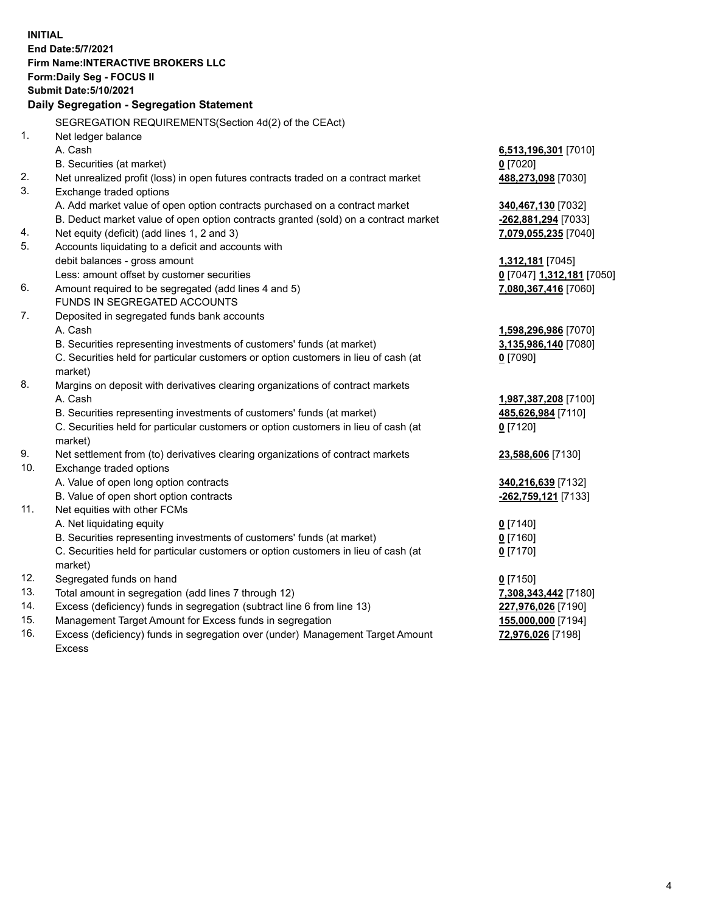**INITIAL**
**End Date:5/7/2021**
**Firm Name:INTERACTIVE BROKERS LLC**
**Form:Daily Seg - FOCUS II**
**Submit Date:5/10/2021**

### Daily Segregation - Segregation Statement

| | | |
|---|---|---|
| | SEGREGATION REQUIREMENTS(Section 4d(2) of the CEAct) | |
| 1. | Net ledger balance | |
| | A. Cash | **6,513,196,301** [7010] |
| | B. Securities (at market) | **0** [7020] |
| 2. | Net unrealized profit (loss) in open futures contracts traded on a contract market | **488,273,098** [7030] |
| 3. | Exchange traded options | |
| | A. Add market value of open option contracts purchased on a contract market | **340,467,130** [7032] |
| | B. Deduct market value of open option contracts granted (sold) on a contract market | **-262,881,294** [7033] |
| 4. | Net equity (deficit) (add lines 1, 2 and 3) | **7,079,055,235** [7040] |
| 5. | Accounts liquidating to a deficit and accounts with | |
| | debit balances - gross amount | **1,312,181** [7045] |
| | Less: amount offset by customer securities | **0** [7047] **1,312,181** [7050] |
| 6. | Amount required to be segregated (add lines 4 and 5) | **7,080,367,416** [7060] |
| | FUNDS IN SEGREGATED ACCOUNTS | |
| 7. | Deposited in segregated funds bank accounts | |
| | A. Cash | **1,598,296,986** [7070] |
| | B. Securities representing investments of customers' funds (at market) | **3,135,986,140** [7080] |
| | C. Securities held for particular customers or option customers in lieu of cash (at market) | **0** [7090] |
| 8. | Margins on deposit with derivatives clearing organizations of contract markets | |
| | A. Cash | **1,987,387,208** [7100] |
| | B. Securities representing investments of customers' funds (at market) | **485,626,984** [7110] |
| | C. Securities held for particular customers or option customers in lieu of cash (at market) | **0** [7120] |
| 9. | Net settlement from (to) derivatives clearing organizations of contract markets | **23,588,606** [7130] |
| 10. | Exchange traded options | |
| | A. Value of open long option contracts | **340,216,639** [7132] |
| | B. Value of open short option contracts | **-262,759,121** [7133] |
| 11. | Net equities with other FCMs | |
| | A. Net liquidating equity | **0** [7140] |
| | B. Securities representing investments of customers' funds (at market) | **0** [7160] |
| | C. Securities held for particular customers or option customers in lieu of cash (at market) | **0** [7170] |
| 12. | Segregated funds on hand | **0** [7150] |
| 13. | Total amount in segregation (add lines 7 through 12) | **7,308,343,442** [7180] |
| 14. | Excess (deficiency) funds in segregation (subtract line 6 from line 13) | **227,976,026** [7190] |
| 15. | Management Target Amount for Excess funds in segregation | **155,000,000** [7194] |
| 16. | Excess (deficiency) funds in segregation over (under) Management Target Amount Excess | **72,976,026** [7198] |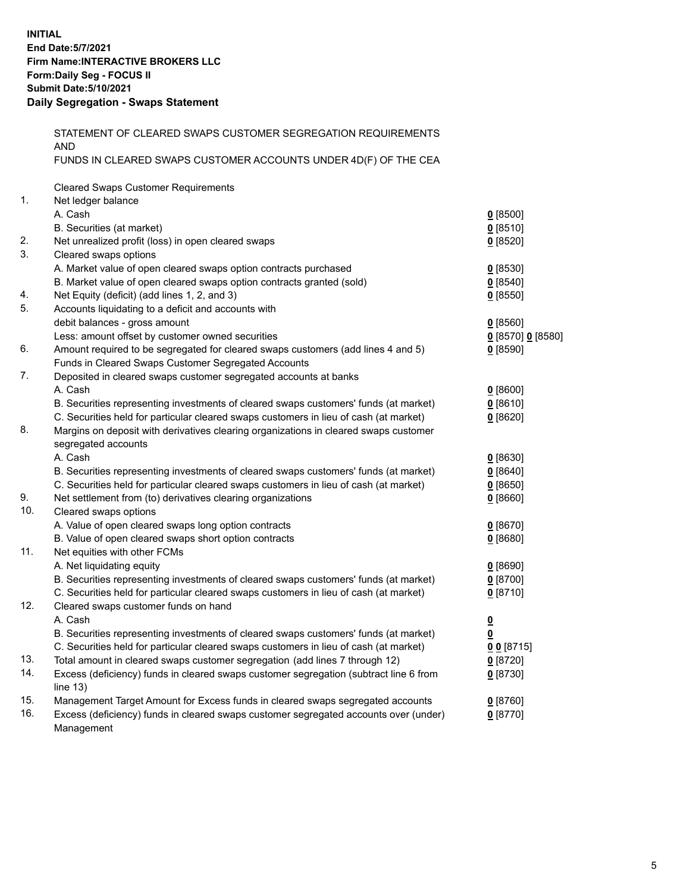**INITIAL**
**End Date:5/7/2021**
**Firm Name:INTERACTIVE BROKERS LLC**
**Form:Daily Seg - FOCUS II**
**Submit Date:5/10/2021**
**Daily Segregation - Swaps Statement**

STATEMENT OF CLEARED SWAPS CUSTOMER SEGREGATION REQUIREMENTS AND FUNDS IN CLEARED SWAPS CUSTOMER ACCOUNTS UNDER 4D(F) OF THE CEA

| | | |
|---|---|---|
| | Cleared Swaps Customer Requirements | |
| 1. | Net ledger balance | |
| | A. Cash | 0 [8500] |
| | B. Securities (at market) | 0 [8510] |
| 2. | Net unrealized profit (loss) in open cleared swaps | 0 [8520] |
| 3. | Cleared swaps options | |
| | A. Market value of open cleared swaps option contracts purchased | 0 [8530] |
| | B. Market value of open cleared swaps option contracts granted (sold) | 0 [8540] |
| 4. | Net Equity (deficit) (add lines 1, 2, and 3) | 0 [8550] |
| 5. | Accounts liquidating to a deficit and accounts with | |
| | debit balances - gross amount | 0 [8560] |
| | Less: amount offset by customer owned securities | 0 [8570] 0 [8580] |
| 6. | Amount required to be segregated for cleared swaps customers (add lines 4 and 5) | 0 [8590] |
| | Funds in Cleared Swaps Customer Segregated Accounts | |
| 7. | Deposited in cleared swaps customer segregated accounts at banks | |
| | A. Cash | 0 [8600] |
| | B. Securities representing investments of cleared swaps customers' funds (at market) | 0 [8610] |
| | C. Securities held for particular cleared swaps customers in lieu of cash (at market) | 0 [8620] |
| 8. | Margins on deposit with derivatives clearing organizations in cleared swaps customer segregated accounts | |
| | A. Cash | 0 [8630] |
| | B. Securities representing investments of cleared swaps customers' funds (at market) | 0 [8640] |
| | C. Securities held for particular cleared swaps customers in lieu of cash (at market) | 0 [8650] |
| 9. | Net settlement from (to) derivatives clearing organizations | 0 [8660] |
| 10. | Cleared swaps options | |
| | A. Value of open cleared swaps long option contracts | 0 [8670] |
| | B. Value of open cleared swaps short option contracts | 0 [8680] |
| 11. | Net equities with other FCMs | |
| | A. Net liquidating equity | 0 [8690] |
| | B. Securities representing investments of cleared swaps customers' funds (at market) | 0 [8700] |
| | C. Securities held for particular cleared swaps customers in lieu of cash (at market) | 0 [8710] |
| 12. | Cleared swaps customer funds on hand | |
| | A. Cash | 0 |
| | B. Securities representing investments of cleared swaps customers' funds (at market) | 0 |
| | C. Securities held for particular cleared swaps customers in lieu of cash (at market) | 0 0 [8715] |
| 13. | Total amount in cleared swaps customer segregation (add lines 7 through 12) | 0 [8720] |
| 14. | Excess (deficiency) funds in cleared swaps customer segregation (subtract line 6 from line 13) | 0 [8730] |
| 15. | Management Target Amount for Excess funds in cleared swaps segregated accounts | 0 [8760] |
| 16. | Excess (deficiency) funds in cleared swaps customer segregated accounts over (under) Management | 0 [8770] |